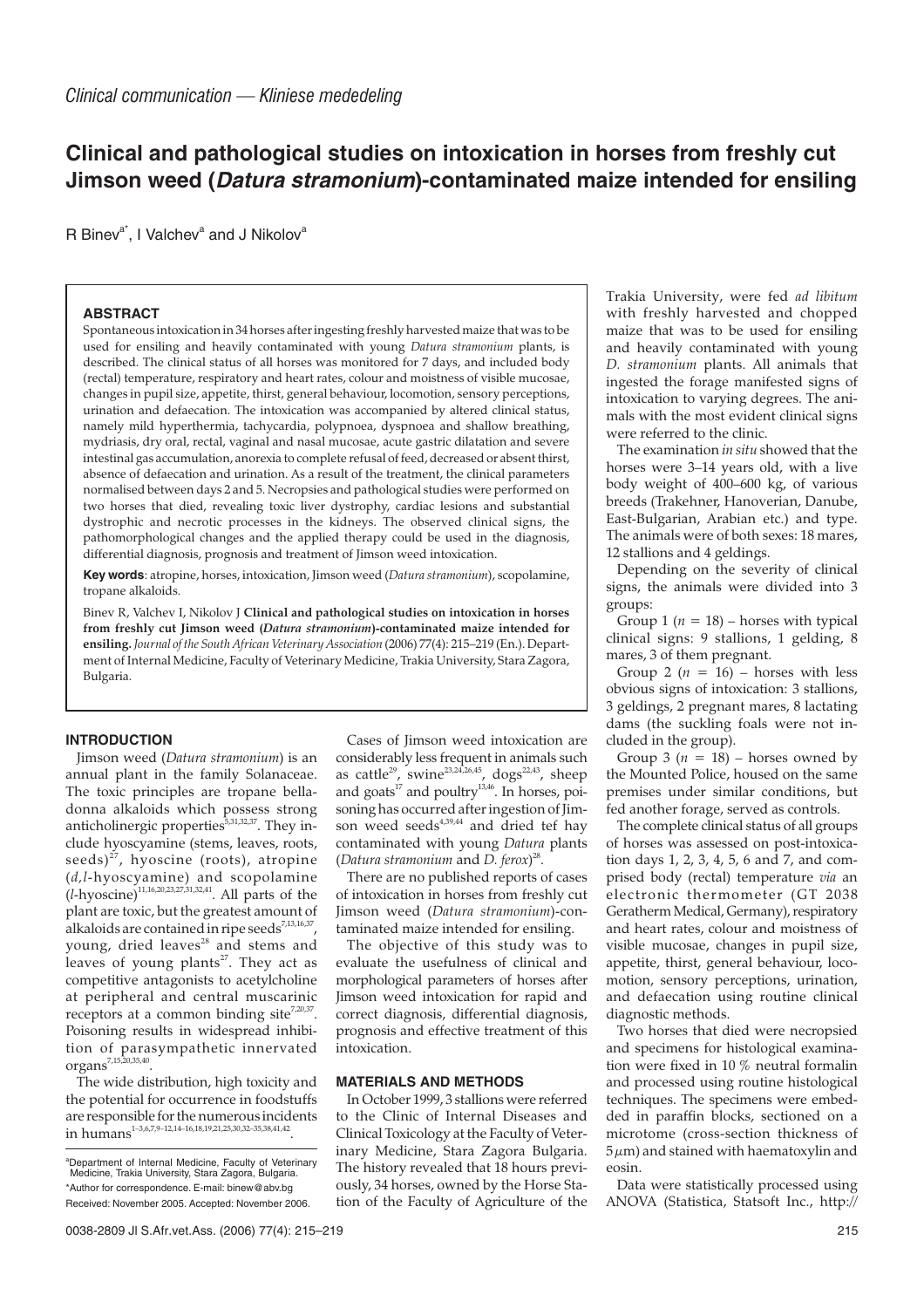*Clinical communication — Kliniese mededeling*

# Clinical and pathological studies on intoxication in horses from freshly cut Jimson weed (*Datura stramonium*)-contaminated maize intended for ensiling

R Binev[a*], I Valchev[a] and J Nikolov[a]

## ABSTRACT

Spontaneous intoxication in 34 horses after ingesting freshly harvested maize that was to be used for ensiling and heavily contaminated with young *Datura stramonium* plants, is described. The clinical status of all horses was monitored for 7 days, and included body (rectal) temperature, respiratory and heart rates, colour and moistness of visible mucosae, changes in pupil size, appetite, thirst, general behaviour, locomotion, sensory perceptions, urination and defaecation. The intoxication was accompanied by altered clinical status, namely mild hyperthermia, tachycardia, polypnoea, dyspnoea and shallow breathing, mydriasis, dry oral, rectal, vaginal and nasal mucosae, acute gastric dilatation and severe intestinal gas accumulation, anorexia to complete refusal of feed, decreased or absent thirst, absence of defaecation and urination. As a result of the treatment, the clinical parameters normalised between days 2 and 5. Necropsies and pathological studies were performed on two horses that died, revealing toxic liver dystrophy, cardiac lesions and substantial dystrophic and necrotic processes in the kidneys. The observed clinical signs, the pathomorphological changes and the applied therapy could be used in the diagnosis, differential diagnosis, prognosis and treatment of Jimson weed intoxication.

**Key words**: atropine, horses, intoxication, Jimson weed (*Datura stramonium*), scopolamine, tropane alkaloids.

Binev R, Valchev I, Nikolov J **Clinical and pathological studies on intoxication in horses from freshly cut Jimson weed (*Datura stramonium*)-contaminated maize intended for ensiling.** *Journal of the South African Veterinary Association* (2006) 77(4): 215–219 (En.). Department of Internal Medicine, Faculty of Veterinary Medicine, Trakia University, Stara Zagora, Bulgaria.

## INTRODUCTION

Jimson weed (*Datura stramonium*) is an annual plant in the family Solanaceae. The toxic principles are tropane belladonna alkaloids which possess strong anticholinergic properties[5,31,32,37]. They include hyoscyamine (stems, leaves, roots, seeds)[27], hyoscine (roots), atropine (*d,l*-hyoscyamine) and scopolamine (*l*-hyoscine)[11,16,20,23,27,31,32,41]. All parts of the plant are toxic, but the greatest amount of alkaloids are contained in ripe seeds[7,13,16,37], young, dried leaves[28] and stems and leaves of young plants[27]. They act as competitive antagonists to acetylcholine at peripheral and central muscarinic receptors at a common binding site[7,20,37]. Poisoning results in widespread inhibition of parasympathetic innervated organs[7,15,20,35,40].

The wide distribution, high toxicity and the potential for occurrence in foodstuffs are responsible for the numerous incidents in humans[1–3,6,7,9–12,14–16,18,19,21,25,30,32–35,38,41,42].

Cases of Jimson weed intoxication are considerably less frequent in animals such as cattle[29], swine[23,24,26,45], dogs[22,43], sheep and goats[17] and poultry[13,46]. In horses, poisoning has occurred after ingestion of Jimson weed seeds[4,39,44] and dried tef hay contaminated with young *Datura* plants (*Datura stramonium* and *D. ferox*)[28].

There are no published reports of cases of intoxication in horses from freshly cut Jimson weed (*Datura stramonium*)-contaminated maize intended for ensiling.

The objective of this study was to evaluate the usefulness of clinical and morphological parameters of horses after Jimson weed intoxication for rapid and correct diagnosis, differential diagnosis, prognosis and effective treatment of this intoxication.

## MATERIALS AND METHODS

In October 1999, 3 stallions were referred to the Clinic of Internal Diseases and Clinical Toxicology at the Faculty of Veterinary Medicine, Stara Zagora Bulgaria. The history revealed that 18 hours previously, 34 horses, owned by the Horse Station of the Faculty of Agriculture of the Trakia University, were fed *ad libitum* with freshly harvested and chopped maize that was to be used for ensiling and heavily contaminated with young *D. stramonium* plants. All animals that ingested the forage manifested signs of intoxication to varying degrees. The animals with the most evident clinical signs were referred to the clinic.

The examination *in situ* showed that the horses were 3–14 years old, with a live body weight of 400–600 kg, of various breeds (Trakehner, Hanoverian, Danube, East-Bulgarian, Arabian etc.) and type. The animals were of both sexes: 18 mares, 12 stallions and 4 geldings.

Depending on the severity of clinical signs, the animals were divided into 3 groups:

Group 1 ($n = 18$) – horses with typical clinical signs: 9 stallions, 1 gelding, 8 mares, 3 of them pregnant.

Group 2 ($n = 16$) – horses with less obvious signs of intoxication: 3 stallions, 3 geldings, 2 pregnant mares, 8 lactating dams (the suckling foals were not included in the group).

Group 3 ($n = 18$) – horses owned by the Mounted Police, housed on the same premises under similar conditions, but fed another forage, served as controls.

The complete clinical status of all groups of horses was assessed on post-intoxication days 1, 2, 3, 4, 5, 6 and 7, and comprised body (rectal) temperature *via* an electronic thermometer (GT 2038 Geratherm Medical, Germany), respiratory and heart rates, colour and moistness of visible mucosae, changes in pupil size, appetite, thirst, general behaviour, locomotion, sensory perceptions, urination, and defaecation using routine clinical diagnostic methods.

Two horses that died were necropsied and specimens for histological examination were fixed in 10 % neutral formalin and processed using routine histological techniques. The specimens were embedded in paraffin blocks, sectioned on a microtome (cross-section thickness of 5 $\mu$m) and stained with haematoxylin and eosin.

Data were statistically processed using ANOVA (Statistica, Statsoft Inc., http://

---

[a]Department of Internal Medicine, Faculty of Veterinary Medicine, Trakia University, Stara Zagora, Bulgaria.

*Author for correspondence. E-mail: binew@abv.bg

Received: November 2005. Accepted: November 2006.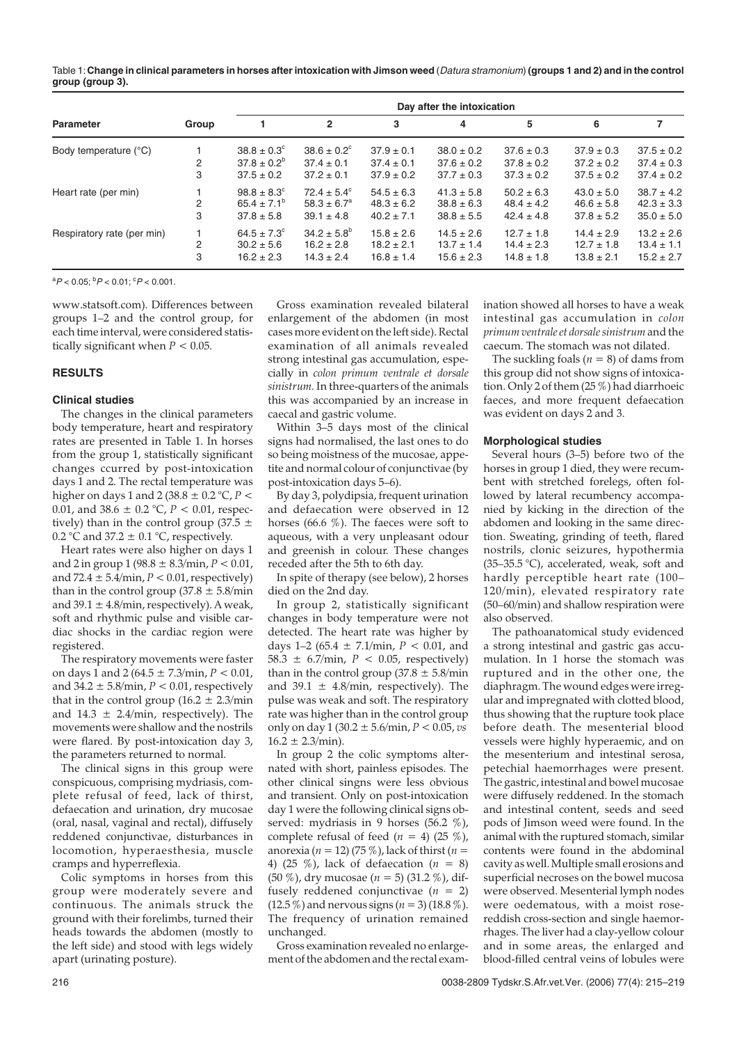Table 1: **Change in clinical parameters in horses after intoxication with Jimson weed** (*Datura stramonium*) **(groups 1 and 2) and in the control group (group 3).**

| Parameter | Group | Day after the intoxication | | | | | | |
|---|---|---|---|---|---|---|---|---|
| | | 1 | 2 | 3 | 4 | 5 | 6 | 7 |
| Body temperature (°C) | 1 | $38.8 \pm 0.3^c$ | $38.6 \pm 0.2^c$ | $37.9 \pm 0.1$ | $38.0 \pm 0.2$ | $37.6 \pm 0.3$ | $37.9 \pm 0.3$ | $37.5 \pm 0.2$ |
| | 2 | $37.8 \pm 0.2^b$ | $37.4 \pm 0.1$ | $37.4 \pm 0.1$ | $37.6 \pm 0.2$ | $37.8 \pm 0.2$ | $37.2 \pm 0.2$ | $37.4 \pm 0.3$ |
| | 3 | $37.5 \pm 0.2$ | $37.2 \pm 0.1$ | $37.9 \pm 0.2$ | $37.7 \pm 0.3$ | $37.3 \pm 0.2$ | $37.5 \pm 0.2$ | $37.4 \pm 0.2$ |
| Heart rate (per min) | 1 | $98.8 \pm 8.3^c$ | $72.4 \pm 5.4^c$ | $54.5 \pm 6.3$ | $41.3 \pm 5.8$ | $50.2 \pm 6.3$ | $43.0 \pm 5.0$ | $38.7 \pm 4.2$ |
| | 2 | $65.4 \pm 7.1^b$ | $58.3 \pm 6.7^a$ | $48.3 \pm 6.2$ | $38.8 \pm 6.3$ | $48.4 \pm 4.2$ | $46.6 \pm 5.8$ | $42.3 \pm 3.3$ |
| | 3 | $37.8 \pm 5.8$ | $39.1 \pm 4.8$ | $40.2 \pm 7.1$ | $38.8 \pm 5.5$ | $42.4 \pm 4.8$ | $37.8 \pm 5.2$ | $35.0 \pm 5.0$ |
| Respiratory rate (per min) | 1 | $64.5 \pm 7.3^c$ | $34.2 \pm 5.8^b$ | $15.8 \pm 2.6$ | $14.5 \pm 2.6$ | $12.7 \pm 1.8$ | $14.4 \pm 2.9$ | $13.2 \pm 2.6$ |
| | 2 | $30.2 \pm 5.6$ | $16.2 \pm 2.8$ | $18.2 \pm 2.1$ | $13.7 \pm 1.4$ | $14.4 \pm 2.3$ | $12.7 \pm 1.8$ | $13.4 \pm 1.1$ |
| | 3 | $16.2 \pm 2.3$ | $14.3 \pm 2.4$ | $16.8 \pm 1.4$ | $15.6 \pm 2.3$ | $14.8 \pm 1.8$ | $13.8 \pm 2.1$ | $15.2 \pm 2.7$ |

$^aP < 0.05$; $^bP < 0.01$; $^cP < 0.001$.

www.statsoft.com). Differences between groups 1–2 and the control group, for each time interval, were considered statistically significant when $P < 0.05$.

## RESULTS

### Clinical studies

The changes in the clinical parameters body temperature, heart and respiratory rates are presented in Table 1. In horses from the group 1, statistically significant changes ccurred by post-intoxication days 1 and 2. The rectal temperature was higher on days 1 and 2 ($38.8 \pm 0.2$ °C, $P < 0.01$, and $38.6 \pm 0.2$ °C, $P < 0.01$, respectively) than in the control group ($37.5 \pm 0.2$ °C and $37.2 \pm 0.1$ °C, respectively.

Heart rates were also higher on days 1 and 2 in group 1 ($98.8 \pm 8.3$/min, $P < 0.01$, and $72.4 \pm 5.4$/min, $P < 0.01$, respectively) than in the control group ($37.8 \pm 5.8$/min and $39.1 \pm 4.8$/min, respectively). A weak, soft and rhythmic pulse and visible cardiac shocks in the cardiac region were registered.

The respiratory movements were faster on days 1 and 2 ($64.5 \pm 7.3$/min, $P < 0.01$, and $34.2 \pm 5.8$/min, $P < 0.01$, respectively that in the control group ($16.2 \pm 2.3$/min and $14.3 \pm 2.4$/min, respectively). The movements were shallow and the nostrils were flared. By post-intoxication day 3, the parameters returned to normal.

The clinical signs in this group were conspicuous, comprising mydriasis, complete refusal of feed, lack of thirst, defaecation and urination, dry mucosae (oral, nasal, vaginal and rectal), diffusely reddened conjunctivae, disturbances in locomotion, hyperaesthesia, muscle cramps and hyperreflexia.

Colic symptoms in horses from this group were moderately severe and continuous. The animals struck the ground with their forelimbs, turned their heads towards the abdomen (mostly to the left side) and stood with legs widely apart (urinating posture).

Gross examination revealed bilateral enlargement of the abdomen (in most cases more evident on the left side). Rectal examination of all animals revealed strong intestinal gas accumulation, especially in *colon primum ventrale et dorsale sinistrum*. In three-quarters of the animals this was accompanied by an increase in caecal and gastric volume.

Within 3–5 days most of the clinical signs had normalised, the last ones to do so being moistness of the mucosae, appetite and normal colour of conjunctivae (by post-intoxication days 5–6).

By day 3, polydipsia, frequent urination and defaecation were observed in 12 horses (66.6 %). The faeces were soft to aqueous, with a very unpleasant odour and greenish in colour. These changes receded after the 5th to 6th day.

In spite of therapy (see below), 2 horses died on the 2nd day.

In group 2, statistically significant changes in body temperature were not detected. The heart rate was higher by days 1–2 ($65.4 \pm 7.1$/min, $P < 0.01$, and $58.3 \pm 6.7$/min, $P < 0.05$, respectively) than in the control group ($37.8 \pm 5.8$/min and $39.1 \pm 4.8$/min, respectively). The pulse was weak and soft. The respiratory rate was higher than in the control group only on day 1 ($30.2 \pm 5.6$/min, $P < 0.05$, *vs* $16.2 \pm 2.3$/min).

In group 2 the colic symptoms alternated with short, painless episodes. The other clinical singns were less obvious and transient. Only on post-intoxication day 1 were the following clinical signs observed: mydriasis in 9 horses (56.2 %), complete refusal of feed ($n = 4$) (25 %), anorexia ($n = 12$) (75 %), lack of thirst ($n = 4$) (25 %), lack of defaecation ($n = 8$) (50 %), dry mucosae ($n = 5$) (31.2 %), diffusely reddened conjunctivae ($n = 2$) (12.5 %) and nervous signs ($n = 3$) (18.8 %). The frequency of urination remained unchanged.

Gross examination revealed no enlargement of the abdomen and the rectal examination showed all horses to have a weak intestinal gas accumulation in *colon primum ventrale et dorsale sinistrum* and the caecum. The stomach was not dilated.

The suckling foals ($n = 8$) of dams from this group did not show signs of intoxication. Only 2 of them (25 %) had diarrhoeic faeces, and more frequent defaecation was evident on days 2 and 3.

### Morphological studies

Several hours (3–5) before two of the horses in group 1 died, they were recumbent with stretched forelegs, often followed by lateral recumbency accompanied by kicking in the direction of the abdomen and looking in the same direction. Sweating, grinding of teeth, flared nostrils, clonic seizures, hypothermia (35–35.5 °C), accelerated, weak, soft and hardly perceptible heart rate (100–120/min), elevated respiratory rate (50–60/min) and shallow respiration were also observed.

The pathoanatomical study evidenced a strong intestinal and gastric gas accumulation. In 1 horse the stomach was ruptured and in the other one, the diaphragm. The wound edges were irregular and impregnated with clotted blood, thus showing that the rupture took place before death. The mesenterial blood vessels were highly hyperaemic, and on the mesenterium and intestinal serosa, petechial haemorrhages were present. The gastric, intestinal and bowel mucosae were diffusely reddened. In the stomach and intestinal content, seeds and seed pods of Jimson weed were found. In the animal with the ruptured stomach, similar contents were found in the abdominal cavity as well. Multiple small erosions and superficial necroses on the bowel mucosa were observed. Mesenterial lymph nodes were oedematous, with a moist rose-reddish cross-section and single haemorrhages. The liver had a clay-yellow colour and in some areas, the enlarged and blood-filled central veins of lobules were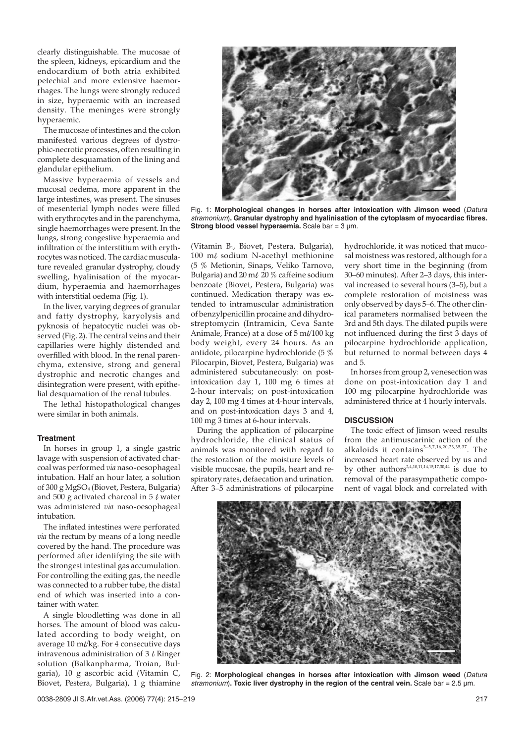clearly distinguishable. The mucosae of the spleen, kidneys, epicardium and the endocardium of both atria exhibited petechial and more extensive haemorrhages. The lungs were strongly reduced in size, hyperaemic with an increased density. The meninges were strongly hyperaemic.

The mucosae of intestines and the colon manifested various degrees of dystrophic-necrotic processes, often resulting in complete desquamation of the lining and glandular epithelium.

Massive hyperaemia of vessels and mucosal oedema, more apparent in the large intestines, was present. The sinuses of mesenterial lymph nodes were filled with erythrocytes and in the parenchyma, single haemorrhages were present. In the lungs, strong congestive hyperaemia and infiltration of the interstitium with erythrocytes was noticed. The cardiac musculature revealed granular dystrophy, cloudy swelling, hyalinisation of the myocardium, hyperaemia and haemorrhages with interstitial oedema (Fig. 1).

In the liver, varying degrees of granular and fatty dystrophy, karyolysis and pyknosis of hepatocytic nuclei was observed (Fig. 2). The central veins and their capillaries were highly distended and overfilled with blood. In the renal parenchyma, extensive, strong and general dystrophic and necrotic changes and disintegration were present, with epithelial desquamation of the renal tubules.

The lethal histopathological changes were similar in both animals.

Fig. 1: **Morphological changes in horses after intoxication with Jimson weed** (*Datura stramonium*)**. Granular dystrophy and hyalinisation of the cytoplasm of myocardiac fibres. Strong blood vessel hyperaemia.** Scale bar = 3 µm.

### Treatment

In horses in group 1, a single gastric lavage with suspension of activated charcoal was performed *via* naso-oesophageal intubation. Half an hour later, a solution of 300 g $MgSO_4$ (Biovet, Pestera, Bulgaria) and 500 g activated charcoal in 5 ℓ water was administered *via* naso-oesophageal intubation.

The inflated intestines were perforated *via* the rectum by means of a long needle covered by the hand. The procedure was performed after identifying the site with the strongest intestinal gas accumulation. For controlling the exiting gas, the needle was connected to a rubber tube, the distal end of which was inserted into a container with water.

A single bloodletting was done in all horses. The amount of blood was calculated according to body weight, on average 10 mℓ/kg. For 4 consecutive days intravenous administration of 3 ℓ Ringer solution (Balkanpharma, Troian, Bulgaria), 10 g ascorbic acid (Vitamin C, Biovet, Pestera, Bulgaria), 1 g thiamine (Vitamin $B_1$, Biovet, Pestera, Bulgaria), 100 mℓ sodium N-acethyl methionine (5 % Metionin, Sinaps, Veliko Tarnovo, Bulgaria) and 20 mℓ 20 % caffeine sodium benzoate (Biovet, Pestera, Bulgaria) was continued. Medication therapy was extended to intramuscular administration of benzylpenicillin procaine and dihydrostreptomycin (Intramicin, Ceva Sante Animale, France) at a dose of 5 mℓ/100 kg body weight, every 24 hours. As an antidote, pilocarpine hydrochloride (5 % Pilocarpin, Biovet, Pestera, Bulgaria) was administered subcutaneously: on post-intoxication day 1, 100 mg 6 times at 2-hour intervals; on post-intoxication day 2, 100 mg 4 times at 4-hour intervals, and on post-intoxication days 3 and 4, 100 mg 3 times at 6-hour intervals.

During the application of pilocarpine hydrochloride, the clinical status of animals was monitored with regard to the restoration of the moisture levels of visible mucosae, the pupils, heart and respiratory rates, defaecation and urination. After 3–5 administrations of pilocarpine hydrochloride, it was noticed that mucosal moistness was restored, although for a very short time in the beginning (from 30–60 minutes). After 2–3 days, this interval increased to several hours (3–5), but a complete restoration of moistness was only observed by days 5–6. The other clinical parameters normalised between the 3rd and 5th days. The dilated pupils were not influenced during the first 3 days of pilocarpine hydrochloride application, but returned to normal between days 4 and 5.

In horses from group 2, venesection was done on post-intoxication day 1 and 100 mg pilocarpine hydrochloride was administered thrice at 4 hourly intervals.

## DISCUSSION

The toxic effect of Jimson weed results from the antimuscarinic action of the alkaloids it contains[3–5,7,16,20,23,35,37]. The increased heart rate observed by us and by other authors[2,4,10,11,14,15,17,30,44] is due to removal of the parasympathetic component of vagal block and correlated with

Fig. 2: **Morphological changes in horses after intoxication with Jimson weed** (*Datura stramonium*)**. Toxic liver dystrophy in the region of the central vein.** Scale bar = 2.5 µm.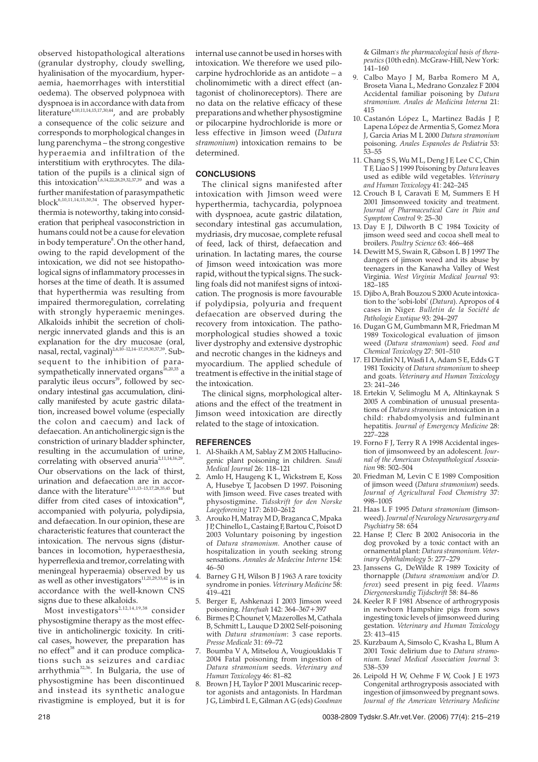observed histopathological alterations (granular dystrophy, cloudy swelling, hyalinisation of the myocardium, hyperaemia, haemorrhages with interstitial oedema). The observed polypnoea with dyspnoea is in accordance with data from literature[4,10,11,14,15,17,30,44], and are probably a consequence of the colic seizure and corresponds to morphological changes in lung parenchyma – the strong congestive hyperaemia and infiltration of the interstitium with erythrocytes. The dilatation of the pupils is a clinical sign of this intoxication[1,6,14,22,28,29,32,37,39] and was a further manifestation of parasympathetic block[6,10,11,14,15,30,34]. The observed hyperthermia is noteworthy, taking into consideration that peripheal vasoconstriction in humans could not be a cause for elevation in body temperature[8]. On the other hand, owing to the rapid development of the intoxication, we did not see histopathological signs of inflammatory processes in horses at the time of death. It is assumed that hyperthermia was resulting from impaired thermoregulation, correlating with strongly hyperaemic meninges. Alkaloids inhibit the secretion of cholinergic innervated glands and this is an explanation for the dry mucosae (oral, nasal, rectal, vaginal)[2,6,10–12,14–17,19,30,37,39]. Subsequent to the inhibition of parasympathetically innervated organs[16,20,35] a paralytic ileus occurs[39], followed by secondary intestinal gas accumulation, clinically manifested by acute gastric dilatation, increased bowel volume (especially the colon and caecum) and lack of defaecation. An anticholinergic sign is the constriction of urinary bladder sphincter, resulting in the accumulation of urine, correlating with observed anuria[2,11,14,16,29]. Our observations on the lack of thirst, urination and defaecation are in accordance with the literature[4,11,13–15,17,28,35,45] but differ from cited cases of intoxication[44], accompanied with polyuria, polydipsia, and defaecation. In our opinion, these are characteristic features that counteract the intoxication. The nervous signs (disturbances in locomotion, hyperaesthesia, hyperreflexia and tremor, correlating with meningeal hyperaemia) observed by us as well as other investigators[11,21,29,33,42] is in accordance with the well-known CNS signs due to these alkaloids.

Most investigators[2,12,14,19,38] consider physostigmine therapy as the most effective in anticholinergic toxicity. In critical cases, however, the preparation has no effect[38] and it can produce complications such as seizures and cardiac arrhythmia[32,36]. In Bulgaria, the use of physostigmine has been discontinued and instead its synthetic analogue rivastigmine is employed, but it is for internal use cannot be used in horses with intoxication. We therefore we used pilocarpine hydrochloride as an antidote – a cholinomimetic with a direct effect (antagonist of cholinoreceptors). There are no data on the relative efficacy of these preparations and whether physostigmine or pilocarpine hydrochloride is more or less effective in Jimson weed (*Datura stramonium*) intoxication remains to be determined.

## CONCLUSIONS

The clinical signs manifested after intoxication with Jimson weed were hyperthermia, tachycardia, polypnoea with dyspnoea, acute gastric dilatation, secondary intestinal gas accumulation, mydriasis, dry mucosae, complete refusal of feed, lack of thirst, defaecation and urination. In lactating mares, the course of Jimson weed intoxication was more rapid, without the typical signs. The suckling foals did not manifest signs of intoxication. The prognosis is more favourable if polydipsia, polyuria and frequent defaecation are observed during the recovery from intoxication. The pathomorphological studies showed a toxic liver dystrophy and extensive dystrophic and necrotic changes in the kidneys and myocardium. The applied schedule of treatment is effective in the initial stage of the intoxication.

The clinical signs, morphological alterations and the effect of the treatment in Jimson weed intoxication are directly related to the stage of intoxication.

## REFERENCES

1. Al-Shaikh A M, Sablay Z M 2005 Hallucinogenic plant poisoning in children. *Saudi Medical Journal* 26: 118–121
2. Amlo H, Haugeng K L, Wickstrøm E, Koss A, Husebye T, Jacobsen D 1997. Poisoning with Jimson weed. Five cases treated with physostigmine. *Tidsskrift for den Norske Laegeforening* 117: 2610–2612
3. Arouko H, Matray M D, Braganca C, Mpaka J P, Chinello L, Castaing F, Bartou C, Poisot D 2003 Voluntary poisoning by ingestion of *Datura stramonium*. Another cause of hospitalization in youth seeking strong sensations. *Annales de Medecine Interne* 154: 46–50
4. Barney G H, Wilson B J 1963 A rare toxicity syndrome in ponies. *Veterinary Medicine* 58: 419–421
5. Berger E, Ashkenazi I 2003 Jimson weed poisoning. *Harefuah* 142: 364–367+397
6. Birmes P, Chounet V, Mazerolles M, Cathala B, Schmitt L, Lauque D 2002 Self-poisoning with *Datura stramonium*: 3 case reports. *Presse Medicale* 31: 69–72
7. Boumba V A, Mitselou A, Vougiouklakis T 2004 Fatal poisoning from ingestion of *Datura stramonium* seeds. *Veterinary and Human Toxicology* 46: 81–82
8. Brown J H, Taylor P 2001 Muscarinic receptor agonists and antagonists. In Hardman J G, Limbird L E, Gilman A G (eds) *Goodman & Gilman's the pharmacological basis of therapeutics* (10th edn). McGraw-Hill, New York: 141–160
9. Calbo Mayo J M, Barba Romero M A, Broseta Viana L, Medrano Gonzalez F 2004 Accidental familiar poisoning by *Datura stramonium*. *Anales de Medicina Interna* 21: 415
10. Castanón López L, Martinez Badás J P, Lapena López de Armentia S, Gomez Mora J, Garcia Arias M L 2000 *Datura stramonium* poisoning. *Anales Espanoles de Pediatria* 53: 53–55
11. Chang S S, Wu M L, Deng J F, Lee C C, Chin T F, Liao S J 1999 Poisoning by *Datura* leaves used as edible wild vegetables. *Veterinary and Human Toxicology* 41: 242–245
12. Crouch B I, Caravati E M, Summers E H 2001 Jimsonweed toxicity and treatment. *Journal of Pharmaceutical Care in Pain and Symptom Control* 9: 25–30
13. Day E J, Dilworth B C 1984 Toxicity of jimson weed seed and cocoa shell meal to broilers. *Poultry Science* 63: 466–468
14. Dewitt M S, Swain R, Gibson L B J 1997 The dangers of jimson weed and its abuse by teenagers in the Kanawha Valley of West Virginia. *West Virginia Medical Journal* 93: 182–185
15. Djibo A, Brah Bouzou S 2000 Acute intoxication to the 'sobi-lobi' (*Datura*). Apropos of 4 cases in Niger. *Bulletin de la Société de Pathologie Exotique* 93: 294–297
16. Dugan G M, Gumbmann M R, Friedman M 1989 Toxicological evaluation of jimson weed (*Datura stramonium*) seed. *Food and Chemical Toxicology* 27: 501–510
17. El Dirdiri N I, Wasfi I A, Adam S E, Edds G T 1981 Toxicity of *Datura stramonium* to sheep and goats. *Veterinary and Human Toxicology* 23: 241–246
18. Ertekin V, Selimoglu M A, Altinkaynak S 2005 A combination of unusual presentations of *Datura stramonium* intoxication in a child: rhabdomyolysis and fulminant hepatitis. *Journal of Emergency Medicine* 28: 227–228
19. Forno F J, Terry R A 1998 Accidental ingestion of jimsonweed by an adolescent. *Journal of the American Osteopathological Association* 98: 502–504
20. Friedman M, Levin C E 1989 Composition of jimson weed (*Datura stramonium*) seeds. *Journal of Agricultural Food Chemistry* 37: 998–1005
21. Haas L F 1995 *Datura stramonium* (Jimsonweed). *Journal of Neurology Neurosurgery and Psychiatry* 58: 654
22. Hanse P, Clerc B 2002 Anisocoria in the dog provoked by a toxic contact with an ornamental plant: *Datura stramonium*. *Veterinary Ophthalmology* 5: 277–279
23. Janssens G, DeWilde R 1989 Toxicity of thornapple (*Datura stramonium* and/or *D. ferox*) seed present in pig feed. *Vlaams Diergeneeskundig Tijdschrift* 58: 84–86
24. Keeler R F 1981 Absence of arthrogryposis in newborn Hampshire pigs from sows ingesting toxic levels of jimsonweed during gestation. *Veterinary and Human Toxicology* 23: 413–415
25. Kurzbaum A, Simsolo C, Kvasha L, Blum A 2001 Toxic delirium due to *Datura stramonium*. *Israel Medical Association Journal* 3: 538–539
26. Leipold H W, Oehme F W, Cook J E 1973 Congenital arthrogryposis associated with ingestion of jimsonweed by pregnant sows. *Journal of the American Veterinary Medicine*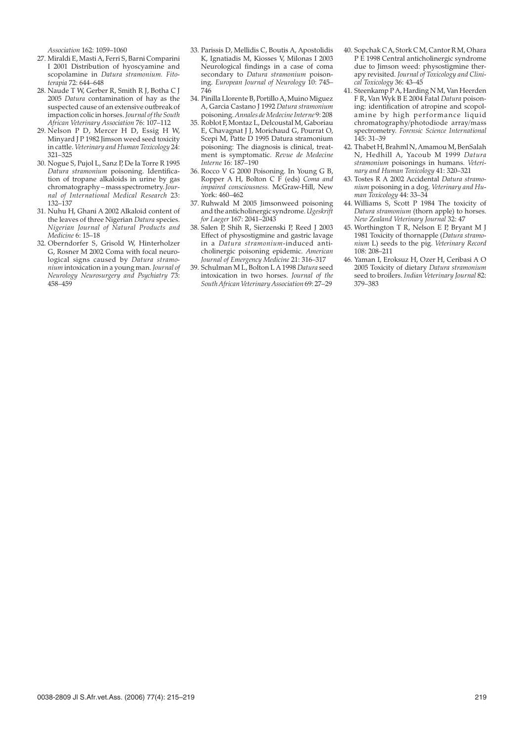*Association* 162: 1059–1060

27. Miraldi E, Masti A, Ferri S, Barni Comparini I 2001 Distribution of hyoscyamine and scopolamine in *Datura stramonium. Fitoterapia* 72: 644–648
28. Naude T W, Gerber R, Smith R J, Botha C J 2005 *Datura* contamination of hay as the suspected cause of an extensive outbreak of impaction colic in horses. *Journal of the South African Veterinary Association* 76: 107–112
29. Nelson P D, Mercer H D, Essig H W, Minyard J P 1982 Jimson weed seed toxicity in cattle. *Veterinary and Human Toxicology* 24: 321–325
30. Nogue S, Pujol L, Sanz P, De la Torre R 1995 *Datura stramonium* poisoning. Identification of tropane alkaloids in urine by gas chromatography – mass spectrometry. *Journal of International Medical Research* 23: 132–137
31. Nuhu H, Ghani A 2002 Alkaloid content of the leaves of three Nigerian *Datura* species. *Nigerian Journal of Natural Products and Medicine* 6: 15–18
32. Oberndorfer S, Grisold W, Hinterholzer G, Rosner M 2002 Coma with focal neurological signs caused by *Datura stramonium* intoxication in a young man. *Journal of Neurology Neurosurgery and Psychiatry* 73: 458–459
33. Parissis D, Mellidis C, Boutis A, Apostolidis K, Ignatiadis M, Kiosses V, Milonas I 2003 Neurological findings in a case of coma secondary to *Datura stramonium* poisoning. *European Journal of Neurology* 10: 745–746
34. Pinilla Llorente B, Portillo A, Muino Miguez A, Garcia Castano J 1992 *Datura stramonium* poisoning. *Annales de Medecine Interne* 9: 208
35. Roblot F, Montaz L, Delcoustal M, Gaboriau E, Chavagnat J J, Morichaud G, Pourrat O, Scepi M, Patte D 1995 Datura stramonium poisoning: The diagnosis is clinical, treatment is symptomatic. *Revue de Medecine Interne* 16: 187–190
36. Rocco V G 2000 Poisoning. In Young G B, Ropper A H, Bolton C F (eds) *Coma and impaired consciousness.* McGraw-Hill, New York: 460–462
37. Ruhwald M 2005 Jimsonweed poisoning and the anticholinergic syndrome. *Ugeskrift for Laeger* 167: 2041–2043
38. Salen P, Shih R, Sierzenski P, Reed J 2003 Effect of physostigmine and gastric lavage in a *Datura stramonium*-induced anticholinergic poisoning epidemic. *American Journal of Emergency Medicine* 21: 316–317
39. Schulman M L, Bolton L A 1998 *Datura* seed intoxication in two horses. *Journal of the South African Veterinary Association* 69: 27–29
40. Sopchak C A, Stork C M, Cantor R M, Ohara P E 1998 Central anticholinergic syndrome due to Jimson weed: physostigmine therapy revisited. *Journal of Toxicology and Clinical Toxicology* 36: 43–45
41. Steenkamp P A, Harding N M, Van Heerden F R, Van Wyk B E 2004 Fatal *Datura* poisoning: identification of atropine and scopolamine by high performance liquid chromatography/photodiode array/mass spectrometry. *Forensic Science International* 145: 31–39
42. Thabet H, Brahml N, Amamou M, BenSalah N, Hedhill A, Yacoub M 1999 *Datura stramonium* poisonings in humans. *Veterinary and Human Toxicology* 41: 320–321
43. Tostes R A 2002 Accidental *Datura stramonium* poisoning in a dog. *Veterinary and Human Toxicology* 44: 33–34
44. Williams S, Scott P 1984 The toxicity of *Datura stramonium* (thorn apple) to horses. *New Zealand Veterinary Journal* 32: 47
45. Worthington T R, Nelson E P, Bryant M J 1981 Toxicity of thornapple (*Datura stramonium* L) seeds to the pig. *Veterinary Record* 108: 208–211
46. Yaman I, Eroksuz H, Ozer H, Ceribasi A O 2005 Toxicity of dietary *Datura stramonium* seed to broilers. *Indian Veterinary Journal* 82: 379–383